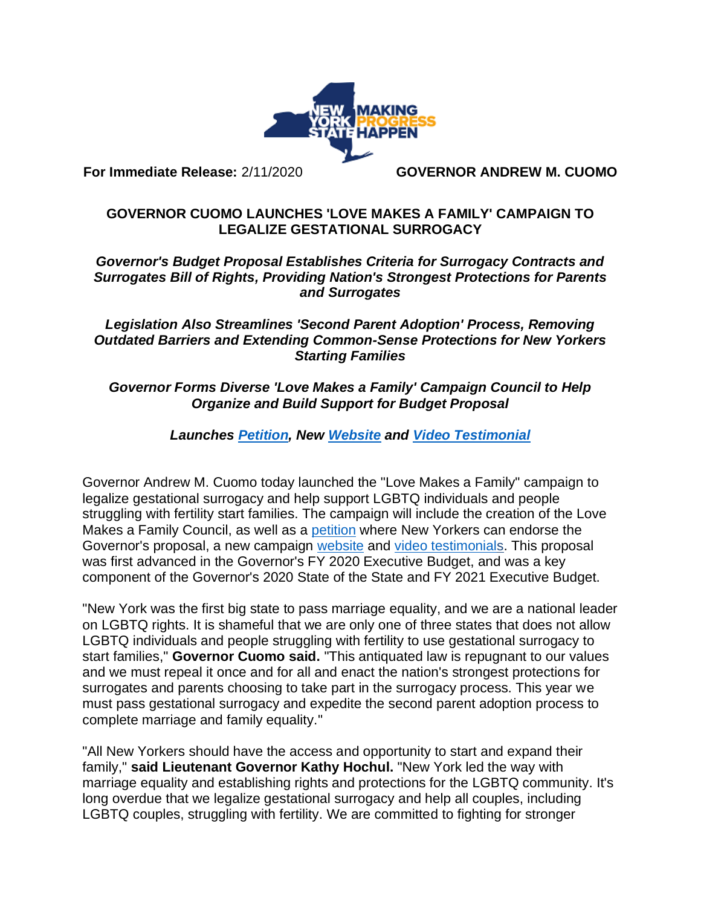**For Immediate Release:** 2/11/2020 **GOVERNOR ANDREW M. CUOMO**

# GOVERNOR CUOMO LAUNCHES 'LOVE MAKES A FAMILY' CAMPAIGN TO LEGALIZE GESTATIONAL SURROGACY

***Governor's Budget Proposal Establishes Criteria for Surrogacy Contracts and Surrogates Bill of Rights, Providing Nation's Strongest Protections for Parents and Surrogates***

***Legislation Also Streamlines 'Second Parent Adoption' Process, Removing Outdated Barriers and Extending Common-Sense Protections for New Yorkers Starting Families***

***Governor Forms Diverse 'Love Makes a Family' Campaign Council to Help Organize and Build Support for Budget Proposal***

***Launches Petition, New Website and Video Testimonial***

Governor Andrew M. Cuomo today launched the "Love Makes a Family" campaign to legalize gestational surrogacy and help support LGBTQ individuals and people struggling with fertility start families. The campaign will include the creation of the Love Makes a Family Council, as well as a petition where New Yorkers can endorse the Governor's proposal, a new campaign website and video testimonials. This proposal was first advanced in the Governor's FY 2020 Executive Budget, and was a key component of the Governor's 2020 State of the State and FY 2021 Executive Budget.

"New York was the first big state to pass marriage equality, and we are a national leader on LGBTQ rights. It is shameful that we are only one of three states that does not allow LGBTQ individuals and people struggling with fertility to use gestational surrogacy to start families," **Governor Cuomo said.** "This antiquated law is repugnant to our values and we must repeal it once and for all and enact the nation's strongest protections for surrogates and parents choosing to take part in the surrogacy process. This year we must pass gestational surrogacy and expedite the second parent adoption process to complete marriage and family equality."

"All New Yorkers should have the access and opportunity to start and expand their family," **said Lieutenant Governor Kathy Hochul.** "New York led the way with marriage equality and establishing rights and protections for the LGBTQ community. It's long overdue that we legalize gestational surrogacy and help all couples, including LGBTQ couples, struggling with fertility. We are committed to fighting for stronger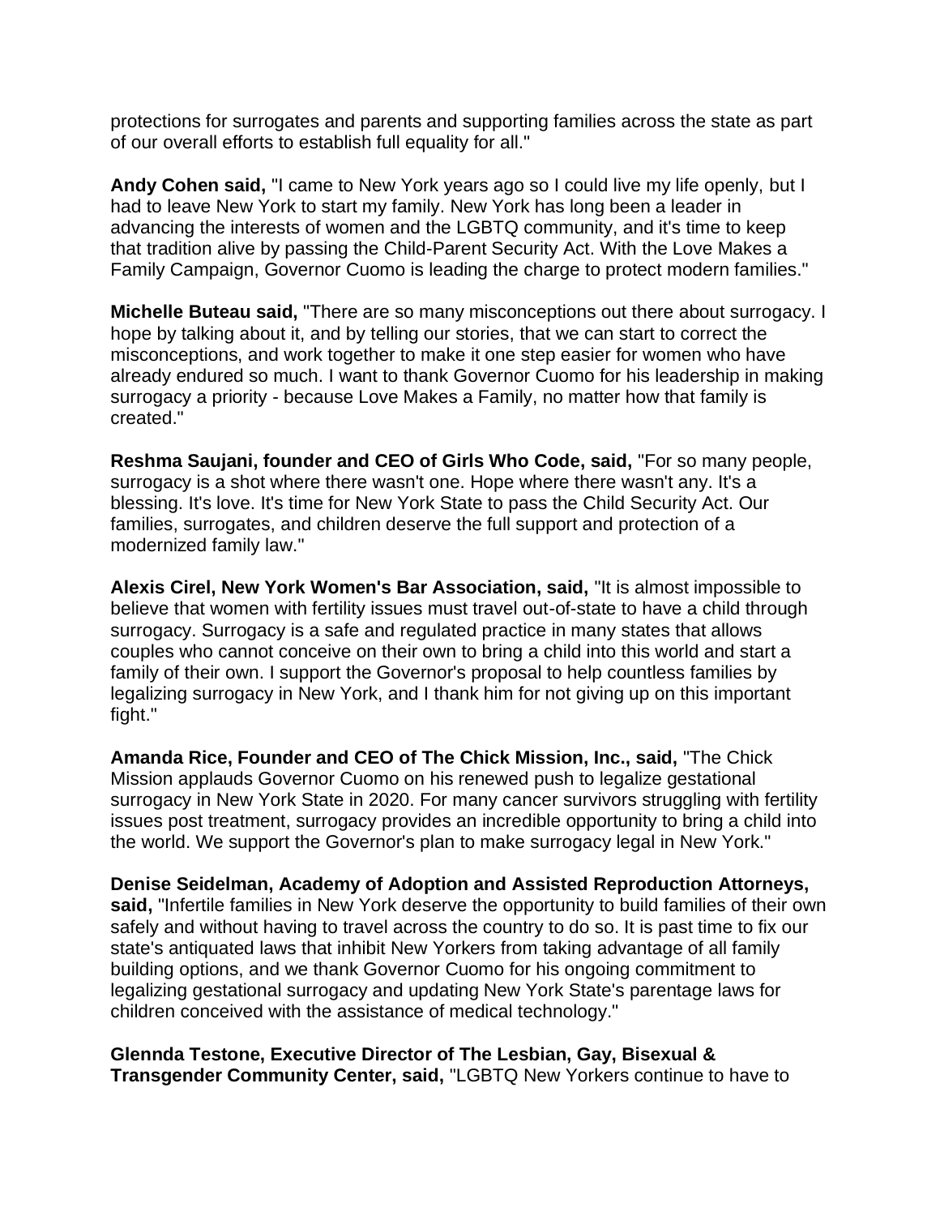protections for surrogates and parents and supporting families across the state as part of our overall efforts to establish full equality for all."

**Andy Cohen said,** "I came to New York years ago so I could live my life openly, but I had to leave New York to start my family. New York has long been a leader in advancing the interests of women and the LGBTQ community, and it's time to keep that tradition alive by passing the Child-Parent Security Act. With the Love Makes a Family Campaign, Governor Cuomo is leading the charge to protect modern families."

**Michelle Buteau said,** "There are so many misconceptions out there about surrogacy. I hope by talking about it, and by telling our stories, that we can start to correct the misconceptions, and work together to make it one step easier for women who have already endured so much. I want to thank Governor Cuomo for his leadership in making surrogacy a priority - because Love Makes a Family, no matter how that family is created."

**Reshma Saujani, founder and CEO of Girls Who Code, said,** "For so many people, surrogacy is a shot where there wasn't one. Hope where there wasn't any. It's a blessing. It's love. It's time for New York State to pass the Child Security Act. Our families, surrogates, and children deserve the full support and protection of a modernized family law."

**Alexis Cirel, New York Women's Bar Association, said,** "It is almost impossible to believe that women with fertility issues must travel out-of-state to have a child through surrogacy. Surrogacy is a safe and regulated practice in many states that allows couples who cannot conceive on their own to bring a child into this world and start a family of their own. I support the Governor's proposal to help countless families by legalizing surrogacy in New York, and I thank him for not giving up on this important fight."

**Amanda Rice, Founder and CEO of The Chick Mission, Inc., said,** "The Chick Mission applauds Governor Cuomo on his renewed push to legalize gestational surrogacy in New York State in 2020. For many cancer survivors struggling with fertility issues post treatment, surrogacy provides an incredible opportunity to bring a child into the world. We support the Governor's plan to make surrogacy legal in New York."

**Denise Seidelman, Academy of Adoption and Assisted Reproduction Attorneys, said,** "Infertile families in New York deserve the opportunity to build families of their own safely and without having to travel across the country to do so. It is past time to fix our state's antiquated laws that inhibit New Yorkers from taking advantage of all family building options, and we thank Governor Cuomo for his ongoing commitment to legalizing gestational surrogacy and updating New York State's parentage laws for children conceived with the assistance of medical technology."

**Glennda Testone, Executive Director of The Lesbian, Gay, Bisexual & Transgender Community Center, said,** "LGBTQ New Yorkers continue to have to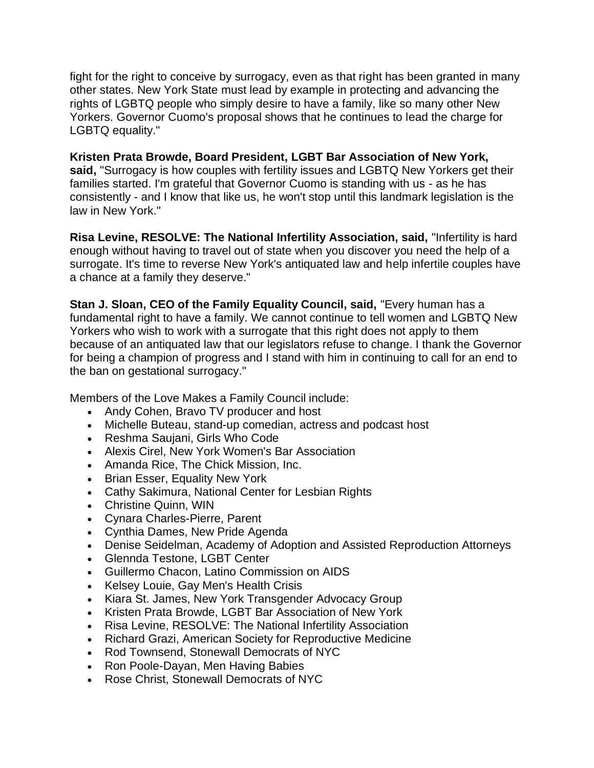fight for the right to conceive by surrogacy, even as that right has been granted in many other states. New York State must lead by example in protecting and advancing the rights of LGBTQ people who simply desire to have a family, like so many other New Yorkers. Governor Cuomo's proposal shows that he continues to lead the charge for LGBTQ equality."

**Kristen Prata Browde, Board President, LGBT Bar Association of New York, said,** "Surrogacy is how couples with fertility issues and LGBTQ New Yorkers get their families started. I'm grateful that Governor Cuomo is standing with us - as he has consistently - and I know that like us, he won't stop until this landmark legislation is the law in New York."

**Risa Levine, RESOLVE: The National Infertility Association, said,** "Infertility is hard enough without having to travel out of state when you discover you need the help of a surrogate. It's time to reverse New York's antiquated law and help infertile couples have a chance at a family they deserve."

**Stan J. Sloan, CEO of the Family Equality Council, said,** "Every human has a fundamental right to have a family. We cannot continue to tell women and LGBTQ New Yorkers who wish to work with a surrogate that this right does not apply to them because of an antiquated law that our legislators refuse to change. I thank the Governor for being a champion of progress and I stand with him in continuing to call for an end to the ban on gestational surrogacy."

Members of the Love Makes a Family Council include:

- Andy Cohen, Bravo TV producer and host
- Michelle Buteau, stand-up comedian, actress and podcast host
- Reshma Saujani, Girls Who Code
- Alexis Cirel, New York Women's Bar Association
- Amanda Rice, The Chick Mission, Inc.
- Brian Esser, Equality New York
- Cathy Sakimura, National Center for Lesbian Rights
- Christine Quinn, WIN
- Cynara Charles-Pierre, Parent
- Cynthia Dames, New Pride Agenda
- Denise Seidelman, Academy of Adoption and Assisted Reproduction Attorneys
- Glennda Testone, LGBT Center
- Guillermo Chacon, Latino Commission on AIDS
- Kelsey Louie, Gay Men's Health Crisis
- Kiara St. James, New York Transgender Advocacy Group
- Kristen Prata Browde, LGBT Bar Association of New York
- Risa Levine, RESOLVE: The National Infertility Association
- Richard Grazi, American Society for Reproductive Medicine
- Rod Townsend, Stonewall Democrats of NYC
- Ron Poole-Dayan, Men Having Babies
- Rose Christ, Stonewall Democrats of NYC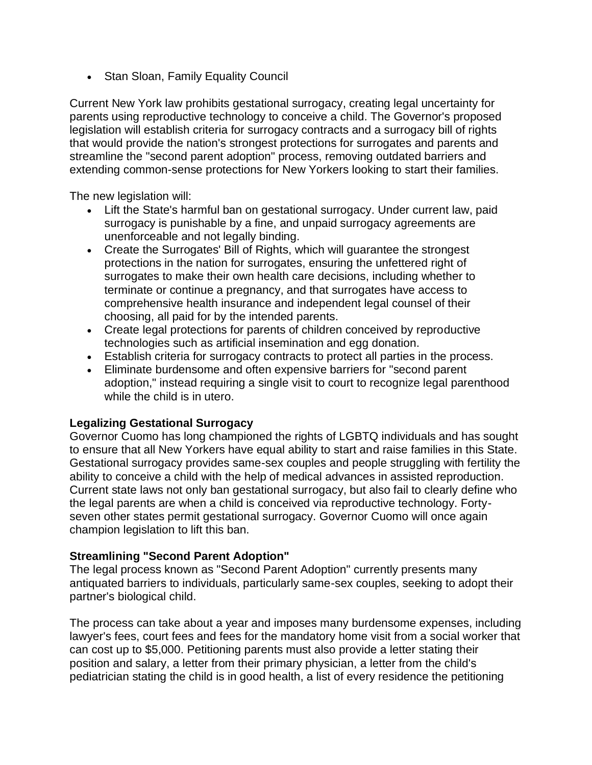- Stan Sloan, Family Equality Council

Current New York law prohibits gestational surrogacy, creating legal uncertainty for parents using reproductive technology to conceive a child. The Governor's proposed legislation will establish criteria for surrogacy contracts and a surrogacy bill of rights that would provide the nation's strongest protections for surrogates and parents and streamline the "second parent adoption" process, removing outdated barriers and extending common-sense protections for New Yorkers looking to start their families.

The new legislation will:

- Lift the State's harmful ban on gestational surrogacy. Under current law, paid surrogacy is punishable by a fine, and unpaid surrogacy agreements are unenforceable and not legally binding.
- Create the Surrogates' Bill of Rights, which will guarantee the strongest protections in the nation for surrogates, ensuring the unfettered right of surrogates to make their own health care decisions, including whether to terminate or continue a pregnancy, and that surrogates have access to comprehensive health insurance and independent legal counsel of their choosing, all paid for by the intended parents.
- Create legal protections for parents of children conceived by reproductive technologies such as artificial insemination and egg donation.
- Establish criteria for surrogacy contracts to protect all parties in the process.
- Eliminate burdensome and often expensive barriers for "second parent adoption," instead requiring a single visit to court to recognize legal parenthood while the child is in utero.

**Legalizing Gestational Surrogacy**
Governor Cuomo has long championed the rights of LGBTQ individuals and has sought to ensure that all New Yorkers have equal ability to start and raise families in this State. Gestational surrogacy provides same-sex couples and people struggling with fertility the ability to conceive a child with the help of medical advances in assisted reproduction. Current state laws not only ban gestational surrogacy, but also fail to clearly define who the legal parents are when a child is conceived via reproductive technology. Forty-seven other states permit gestational surrogacy. Governor Cuomo will once again champion legislation to lift this ban.

**Streamlining "Second Parent Adoption"**
The legal process known as "Second Parent Adoption" currently presents many antiquated barriers to individuals, particularly same-sex couples, seeking to adopt their partner's biological child.

The process can take about a year and imposes many burdensome expenses, including lawyer's fees, court fees and fees for the mandatory home visit from a social worker that can cost up to $5,000. Petitioning parents must also provide a letter stating their position and salary, a letter from their primary physician, a letter from the child's pediatrician stating the child is in good health, a list of every residence the petitioning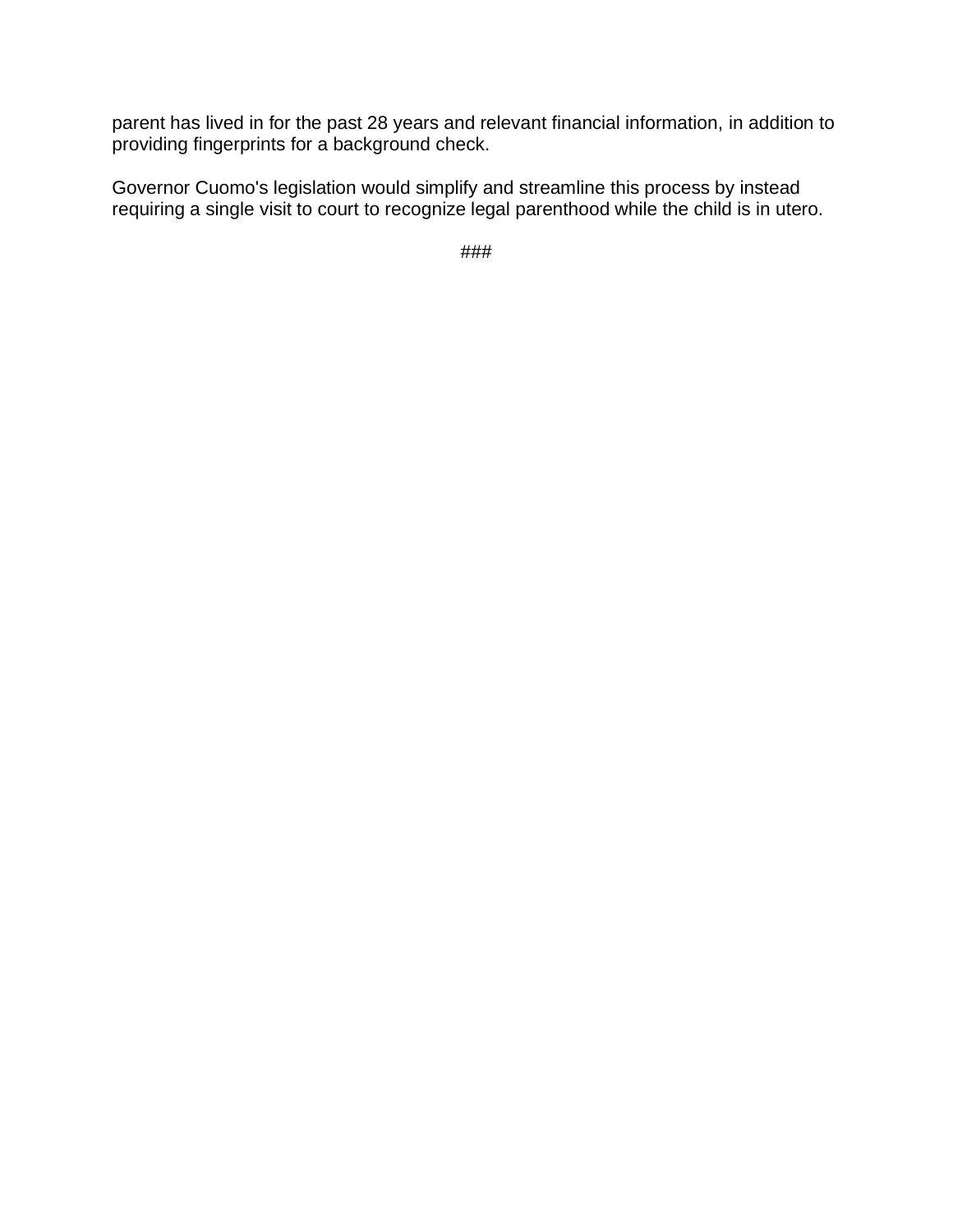parent has lived in for the past 28 years and relevant financial information, in addition to providing fingerprints for a background check.

Governor Cuomo's legislation would simplify and streamline this process by instead requiring a single visit to court to recognize legal parenthood while the child is in utero.

###